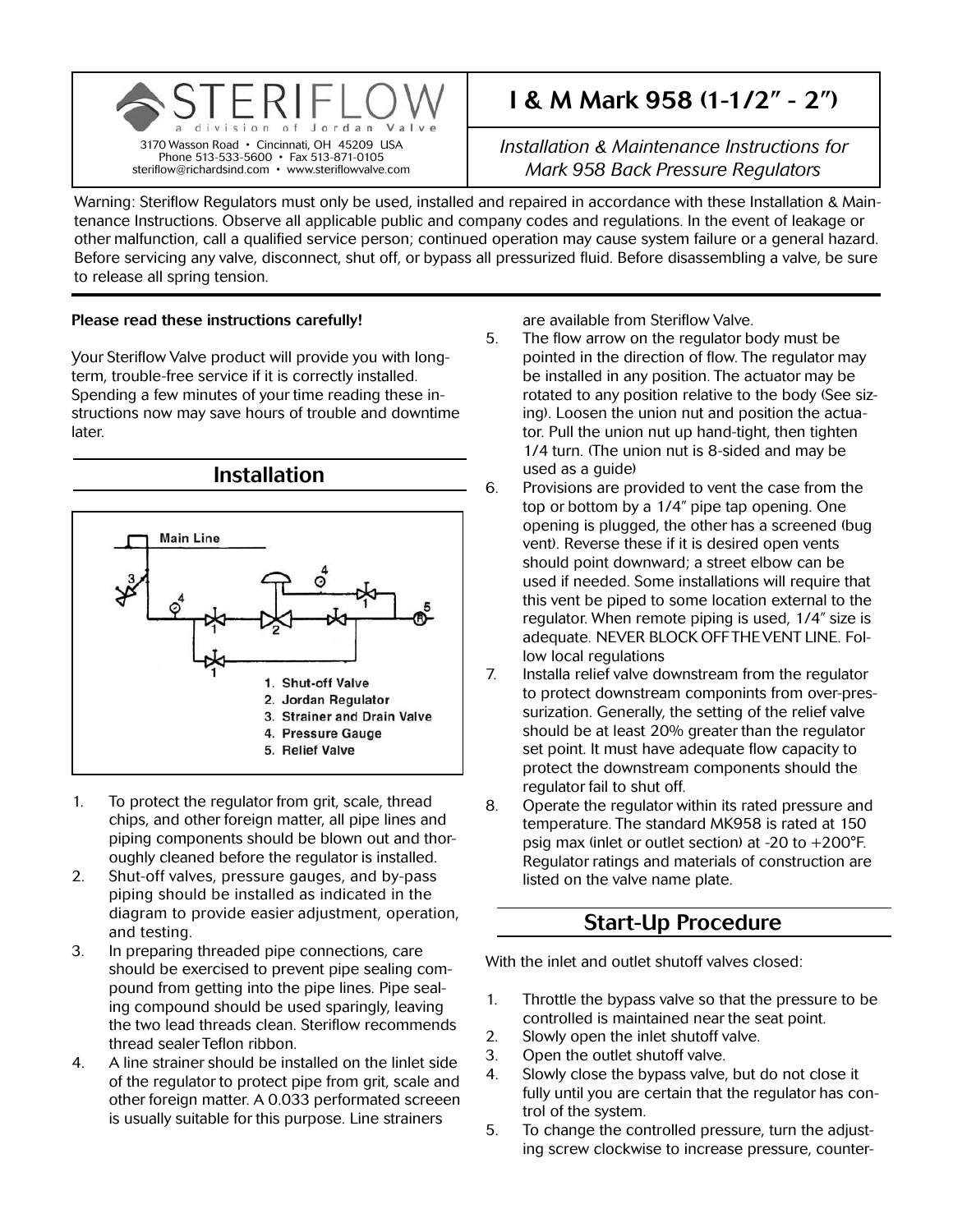STERIFLOW
a division of Jordan Valve

3170 Wasson Road • Cincinnati, OH 45209 USA
Phone 513-533-5600 • Fax 513-871-0105
steriflow@richardsind.com • www.steriflowvalve.com

# I & M Mark 958 (1-1/2" - 2")

*Installation & Maintenance Instructions for Mark 958 Back Pressure Regulators*

Warning: Steriflow Regulators must only be used, installed and repaired in accordance with these Installation & Maintenance Instructions. Observe all applicable public and company codes and regulations. In the event of leakage or other malfunction, call a qualified service person; continued operation may cause system failure or a general hazard. Before servicing any valve, disconnect, shut off, or bypass all pressurized fluid. Before disassembling a valve, be sure to release all spring tension.

**Please read these instructions carefully!**

Your Steriflow Valve product will provide you with long-term, trouble-free service if it is correctly installed. Spending a few minutes of your time reading these instructions now may save hours of trouble and downtime later.

## Installation

Main Line

1. Shut-off Valve
2. Jordan Regulator
3. Strainer and Drain Valve
4. Pressure Gauge
5. Relief Valve

1. To protect the regulator from grit, scale, thread chips, and other foreign matter, all pipe lines and piping components should be blown out and thoroughly cleaned before the regulator is installed.
2. Shut-off valves, pressure gauges, and by-pass piping should be installed as indicated in the diagram to provide easier adjustment, operation, and testing.
3. In preparing threaded pipe connections, care should be exercised to prevent pipe sealing compound from getting into the pipe lines. Pipe sealing compound should be used sparingly, leaving the two lead threads clean. Steriflow recommends thread sealer Teflon ribbon.
4. A line strainer should be installed on the linlet side of the regulator to protect pipe from grit, scale and other foreign matter. A 0.033 performated screeen is usually suitable for this purpose. Line strainers are available from Steriflow Valve.
5. The flow arrow on the regulator body must be pointed in the direction of flow. The regulator may be installed in any position. The actuator may be rotated to any position relative to the body (See sizing). Loosen the union nut and position the actuator. Pull the union nut up hand-tight, then tighten 1/4 turn. (The union nut is 8-sided and may be used as a guide)
6. Provisions are provided to vent the case from the top or bottom by a 1/4" pipe tap opening. One opening is plugged, the other has a screened (bug vent). Reverse these if it is desired open vents should point downward; a street elbow can be used if needed. Some installations will require that this vent be piped to some location external to the regulator. When remote piping is used, 1/4" size is adequate. NEVER BLOCK OFF THE VENT LINE. Follow local regulations
7. Installa relief valve downstream from the regulator to protect downstream componints from over-pressurization. Generally, the setting of the relief valve should be at least 20% greater than the regulator set point. It must have adequate flow capacity to protect the downstream components should the regulator fail to shut off.
8. Operate the regulator within its rated pressure and temperature. The standard MK958 is rated at 150 psig max (inlet or outlet section) at -20 to +200°F. Regulator ratings and materials of construction are listed on the valve name plate.

## Start-Up Procedure

With the inlet and outlet shutoff valves closed:

1. Throttle the bypass valve so that the pressure to be controlled is maintained near the seat point.
2. Slowly open the inlet shutoff valve.
3. Open the outlet shutoff valve.
4. Slowly close the bypass valve, but do not close it fully until you are certain that the regulator has control of the system.
5. To change the controlled pressure, turn the adjusting screw clockwise to increase pressure, counter-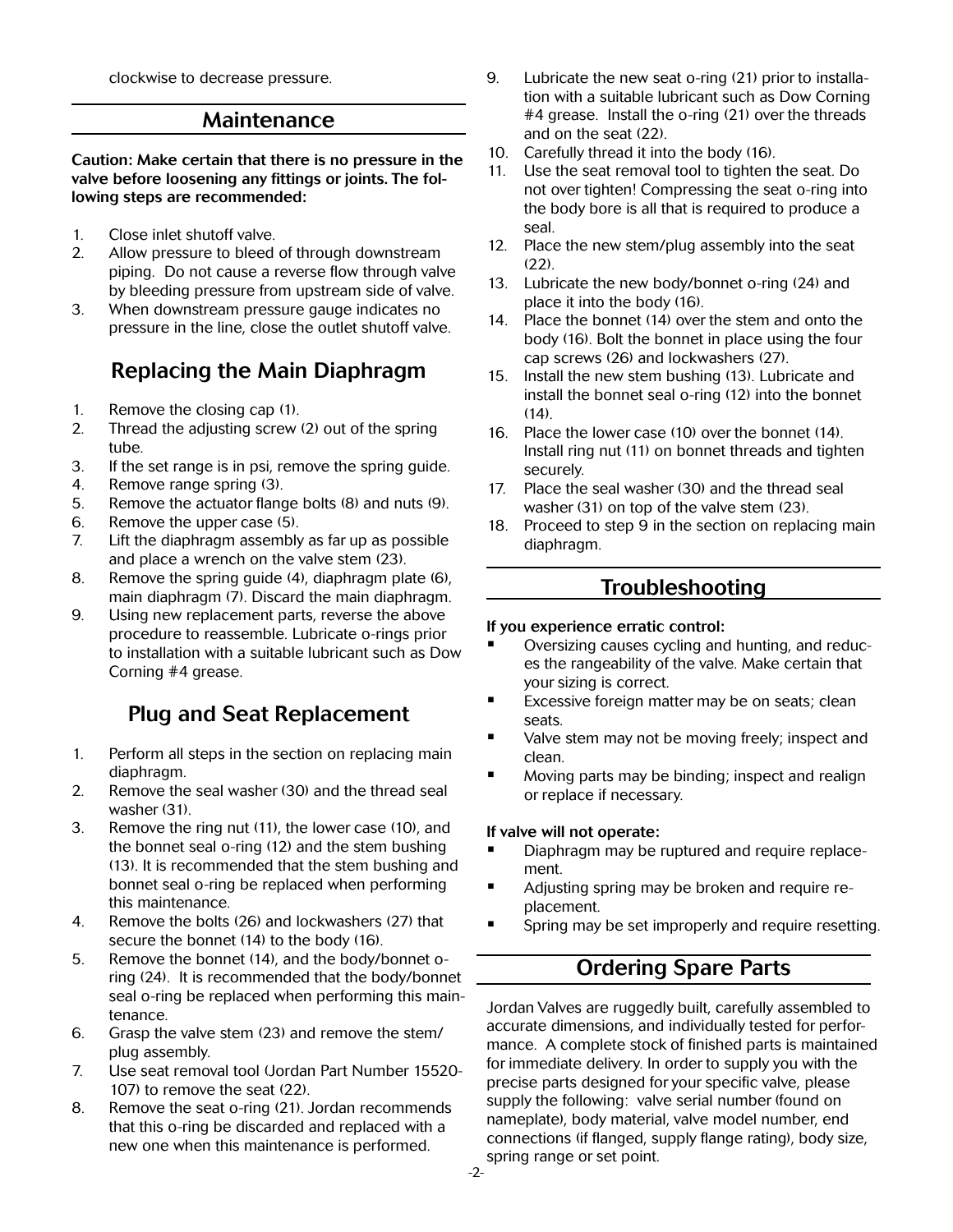clockwise to decrease pressure.

## Maintenance

**Caution: Make certain that there is no pressure in the valve before loosening any fittings or joints. The following steps are recommended:**

1. Close inlet shutoff valve.
2. Allow pressure to bleed of through downstream piping. Do not cause a reverse flow through valve by bleeding pressure from upstream side of valve.
3. When downstream pressure gauge indicates no pressure in the line, close the outlet shutoff valve.

### Replacing the Main Diaphragm

1. Remove the closing cap (1).
2. Thread the adjusting screw (2) out of the spring tube.
3. If the set range is in psi, remove the spring guide.
4. Remove range spring (3).
5. Remove the actuator flange bolts (8) and nuts (9).
6. Remove the upper case (5).
7. Lift the diaphragm assembly as far up as possible and place a wrench on the valve stem (23).
8. Remove the spring guide (4), diaphragm plate (6), main diaphragm (7). Discard the main diaphragm.
9. Using new replacement parts, reverse the above procedure to reassemble. Lubricate o-rings prior to installation with a suitable lubricant such as Dow Corning #4 grease.

### Plug and Seat Replacement

1. Perform all steps in the section on replacing main diaphragm.
2. Remove the seal washer (30) and the thread seal washer (31).
3. Remove the ring nut (11), the lower case (10), and the bonnet seal o-ring (12) and the stem bushing (13). It is recommended that the stem bushing and bonnet seal o-ring be replaced when performing this maintenance.
4. Remove the bolts (26) and lockwashers (27) that secure the bonnet (14) to the body (16).
5. Remove the bonnet (14), and the body/bonnet o-ring (24). It is recommended that the body/bonnet seal o-ring be replaced when performing this maintenance.
6. Grasp the valve stem (23) and remove the stem/plug assembly.
7. Use seat removal tool (Jordan Part Number 15520-107) to remove the seat (22).
8. Remove the seat o-ring (21). Jordan recommends that this o-ring be discarded and replaced with a new one when this maintenance is performed.
9. Lubricate the new seat o-ring (21) prior to installation with a suitable lubricant such as Dow Corning #4 grease. Install the o-ring (21) over the threads and on the seat (22).
10. Carefully thread it into the body (16).
11. Use the seat removal tool to tighten the seat. Do not over tighten! Compressing the seat o-ring into the body bore is all that is required to produce a seal.
12. Place the new stem/plug assembly into the seat (22).
13. Lubricate the new body/bonnet o-ring (24) and place it into the body (16).
14. Place the bonnet (14) over the stem and onto the body (16). Bolt the bonnet in place using the four cap screws (26) and lockwashers (27).
15. Install the new stem bushing (13). Lubricate and install the bonnet seal o-ring (12) into the bonnet (14).
16. Place the lower case (10) over the bonnet (14). Install ring nut (11) on bonnet threads and tighten securely.
17. Place the seal washer (30) and the thread seal washer (31) on top of the valve stem (23).
18. Proceed to step 9 in the section on replacing main diaphragm.

## Troubleshooting

**If you experience erratic control:**

- Oversizing causes cycling and hunting, and reduces the rangeability of the valve. Make certain that your sizing is correct.
- Excessive foreign matter may be on seats; clean seats.
- Valve stem may not be moving freely; inspect and clean.
- Moving parts may be binding; inspect and realign or replace if necessary.

**If valve will not operate:**

- Diaphragm may be ruptured and require replacement.
- Adjusting spring may be broken and require replacement.
- Spring may be set improperly and require resetting.

## Ordering Spare Parts

Jordan Valves are ruggedly built, carefully assembled to accurate dimensions, and individually tested for performance. A complete stock of finished parts is maintained for immediate delivery. In order to supply you with the precise parts designed for your specific valve, please supply the following: valve serial number (found on nameplate), body material, valve model number, end connections (if flanged, supply flange rating), body size, spring range or set point.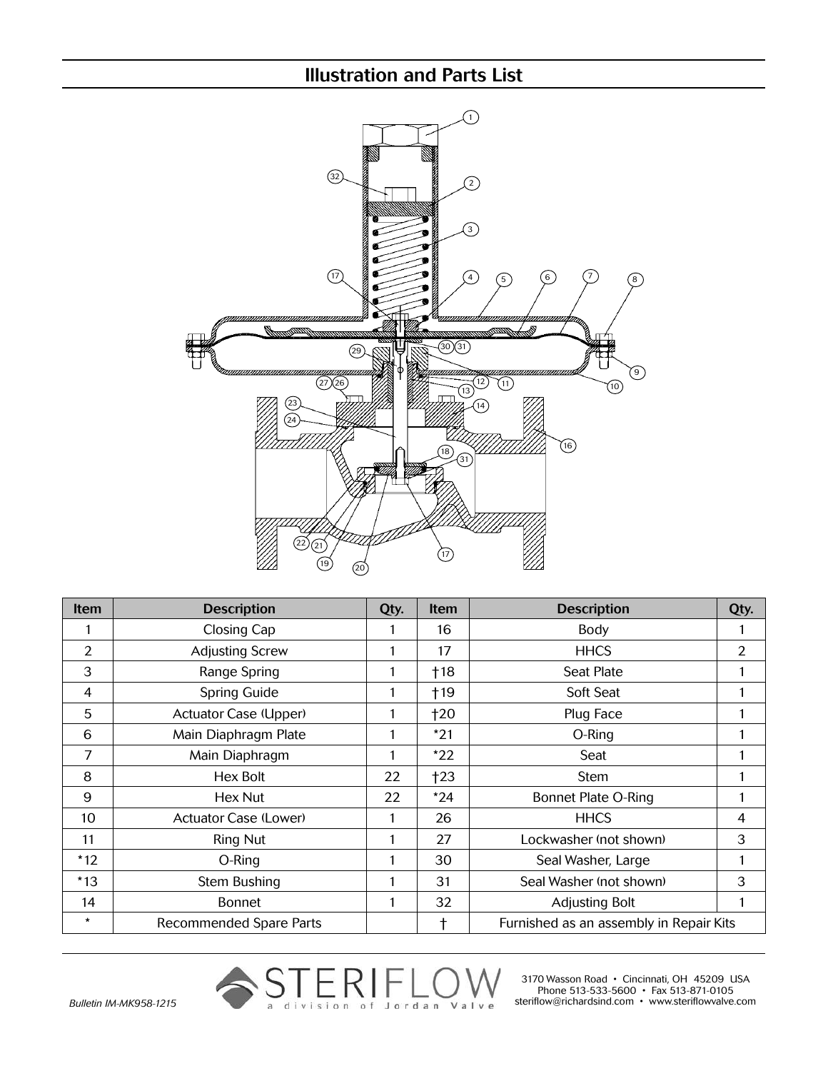## Illustration and Parts List

| Item | Description | Qty. | Item | Description | Qty. |
|---|---|---|---|---|---|
| 1 | Closing Cap | 1 | 16 | Body | 1 |
| 2 | Adjusting Screw | 1 | 17 | HHCS | 2 |
| 3 | Range Spring | 1 | †18 | Seat Plate | 1 |
| 4 | Spring Guide | 1 | †19 | Soft Seat | 1 |
| 5 | Actuator Case (Upper) | 1 | †20 | Plug Face | 1 |
| 6 | Main Diaphragm Plate | 1 | *21 | O-Ring | 1 |
| 7 | Main Diaphragm | 1 | *22 | Seat | 1 |
| 8 | Hex Bolt | 22 | †23 | Stem | 1 |
| 9 | Hex Nut | 22 | *24 | Bonnet Plate O-Ring | 1 |
| 10 | Actuator Case (Lower) | 1 | 26 | HHCS | 4 |
| 11 | Ring Nut | 1 | 27 | Lockwasher (not shown) | 3 |
| *12 | O-Ring | 1 | 30 | Seal Washer, Large | 1 |
| *13 | Stem Bushing | 1 | 31 | Seal Washer (not shown) | 3 |
| 14 | Bonnet | 1 | 32 | Adjusting Bolt | 1 |
| * | Recommended Spare Parts | | † | Furnished as an assembly in Repair Kits | |

*Bulletin IM-MK958-1215*

STERIFLOW
a division of Jordan Valve

3170 Wasson Road • Cincinnati, OH 45209 USA
Phone 513-533-5600 • Fax 513-871-0105
steriflow@richardsind.com • www.steriflowvalve.com